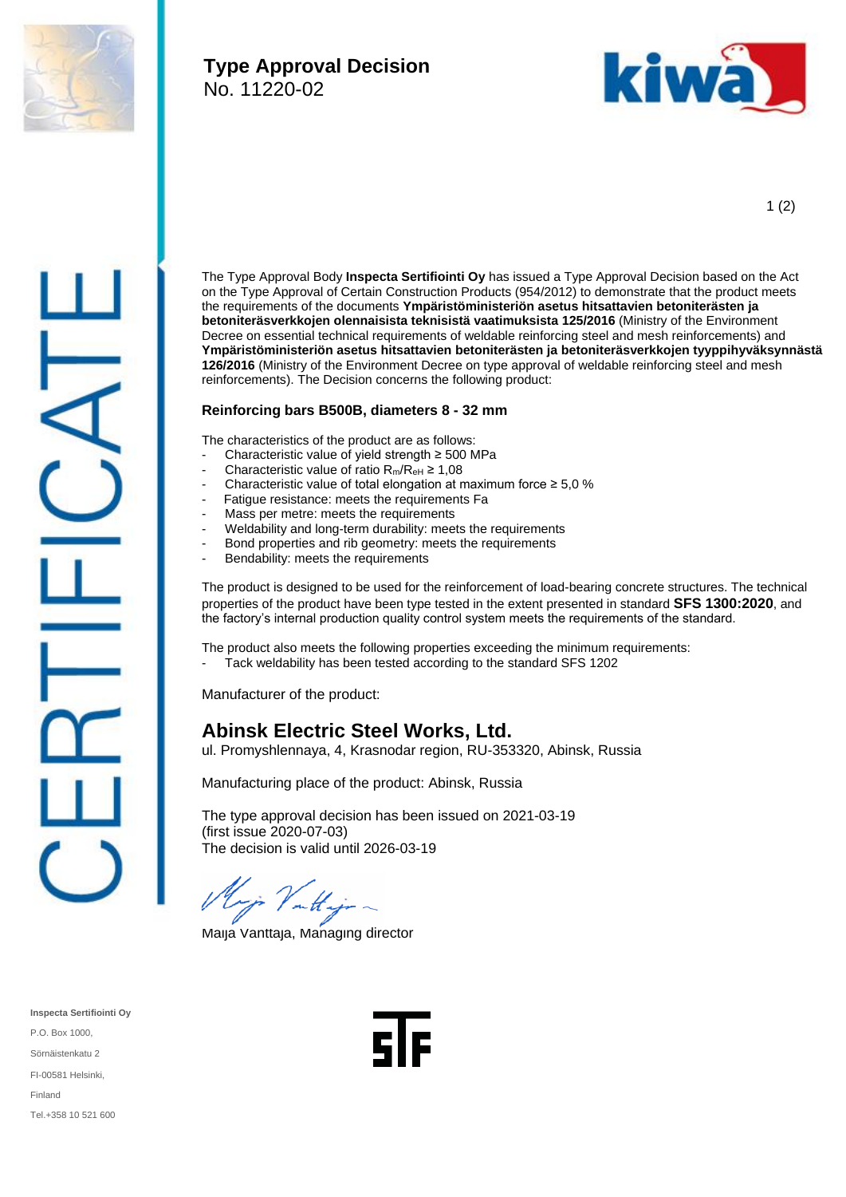# Type Approval Decision

No. 11220-02

CERTIFICATE

The Type Approval Body **Inspecta Sertifiointi Oy** has issued a Type Approval Decision based on the Act on the Type Approval of Certain Construction Products (954/2012) to demonstrate that the product meets the requirements of the documents **Ympäristöministeriön asetus hitsattavien betoniterästen ja betoniteräsverkkojen olennaisista teknisistä vaatimuksista 125/2016** (Ministry of the Environment Decree on essential technical requirements of weldable reinforcing steel and mesh reinforcements) and **Ympäristöministeriön asetus hitsattavien betoniterästen ja betoniteräsverkkojen tyyppihyväksynnästä 126/2016** (Ministry of the Environment Decree on type approval of weldable reinforcing steel and mesh reinforcements). The Decision concerns the following product:

**Reinforcing bars B500B, diameters 8 - 32 mm**

The characteristics of the product are as follows:

- Characteristic value of yield strength ≥ 500 MPa
- Characteristic value of ratio $R_m/R_{eH}$ ≥ 1,08
- Characteristic value of total elongation at maximum force ≥ 5,0 %
- Fatigue resistance: meets the requirements Fa
- Mass per metre: meets the requirements
- Weldability and long-term durability: meets the requirements
- Bond properties and rib geometry: meets the requirements
- Bendability: meets the requirements

The product is designed to be used for the reinforcement of load-bearing concrete structures. The technical properties of the product have been type tested in the extent presented in standard **SFS 1300:2020**, and the factory's internal production quality control system meets the requirements of the standard.

The product also meets the following properties exceeding the minimum requirements:

- Tack weldability has been tested according to the standard SFS 1202

Manufacturer of the product:

## Abinsk Electric Steel Works, Ltd.

ul. Promyshlennaya, 4, Krasnodar region, RU-353320, Abinsk, Russia

Manufacturing place of the product: Abinsk, Russia

The type approval decision has been issued on 2021-03-19
(first issue 2020-07-03)
The decision is valid until 2026-03-19

Maija Vanttaja, Managing director

**Inspecta Sertifiointi Oy**
P.O. Box 1000,
Sörnäistenkatu 2
FI-00581 Helsinki,
Finland
Tel.+358 10 521 600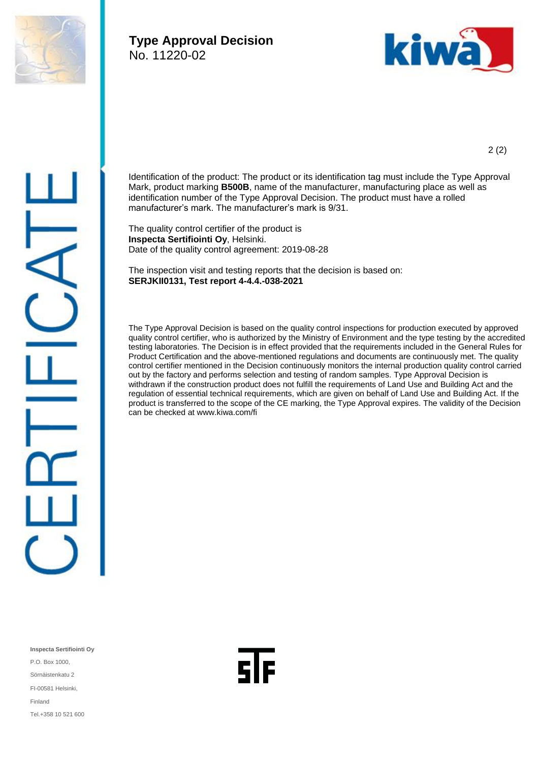# Type Approval Decision
No. 11220-02

Identification of the product: The product or its identification tag must include the Type Approval Mark, product marking **B500B**, name of the manufacturer, manufacturing place as well as identification number of the Type Approval Decision. The product must have a rolled manufacturer's mark. The manufacturer's mark is 9/31.

The quality control certifier of the product is
**Inspecta Sertifiointi Oy**, Helsinki.
Date of the quality control agreement: 2019-08-28

The inspection visit and testing reports that the decision is based on:
**SERJKII0131, Test report 4-4.4.-038-2021**

The Type Approval Decision is based on the quality control inspections for production executed by approved quality control certifier, who is authorized by the Ministry of Environment and the type testing by the accredited testing laboratories. The Decision is in effect provided that the requirements included in the General Rules for Product Certification and the above-mentioned regulations and documents are continuously met. The quality control certifier mentioned in the Decision continuously monitors the internal production quality control carried out by the factory and performs selection and testing of random samples. Type Approval Decision is withdrawn if the construction product does not fulfill the requirements of Land Use and Building Act and the regulation of essential technical requirements, which are given on behalf of Land Use and Building Act. If the product is transferred to the scope of the CE marking, the Type Approval expires. The validity of the Decision can be checked at www.kiwa.com/fi

**Inspecta Sertifiointi Oy**
P.O. Box 1000,
Sörnäistenkatu 2
FI-00581 Helsinki,
Finland
Tel.+358 10 521 600